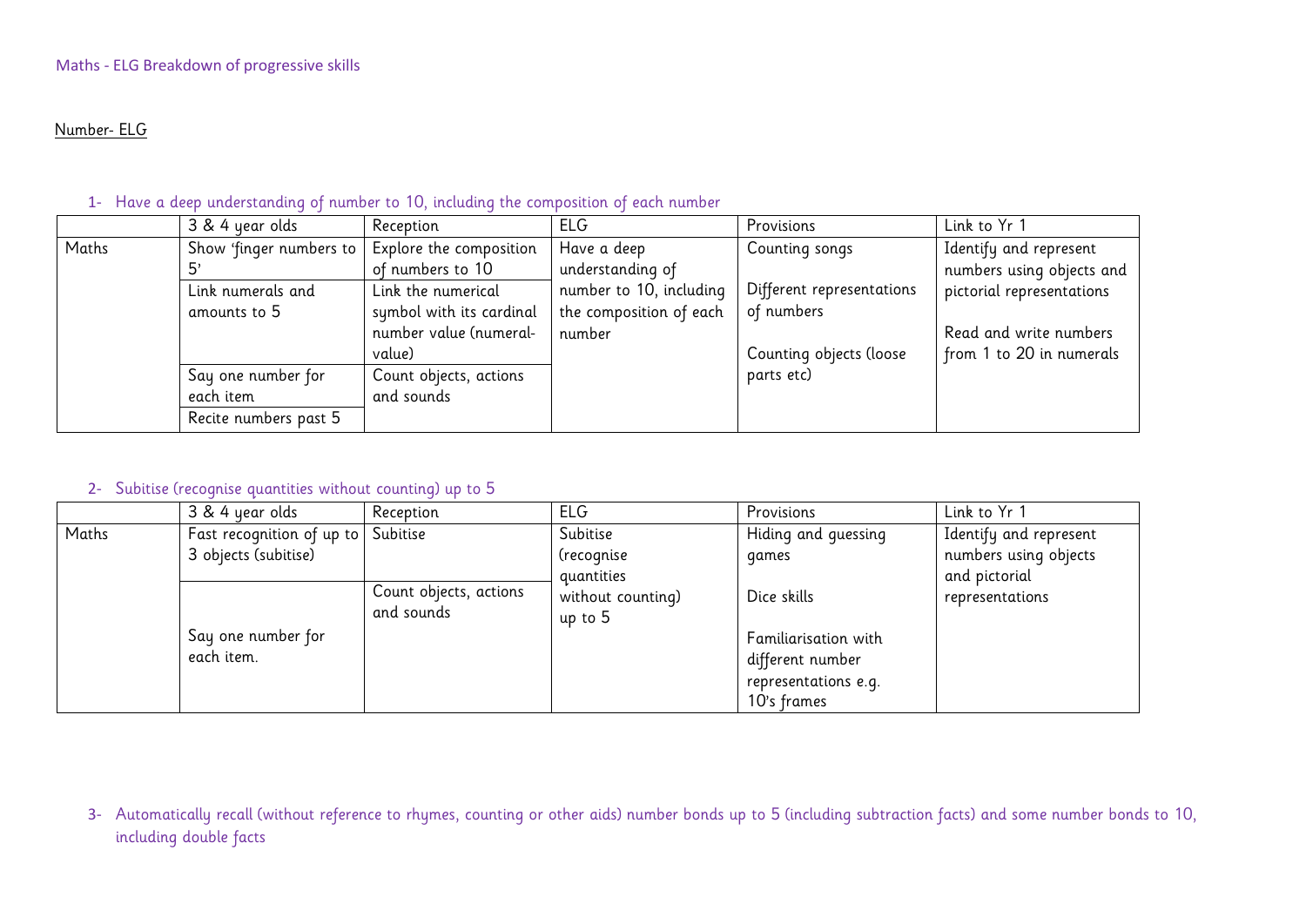Maths - ELG Breakdown of progressive skills

Number- ELG

1- Have a deep understanding of number to 10, including the composition of each number

| | 3 & 4 year olds | Reception | ELG | Provisions | Link to Yr 1 |
|---|---|---|---|---|---|
| Maths | Show 'finger numbers to 5' | Explore the composition of numbers to 10 | Have a deep understanding of number to 10, including the composition of each number | Counting songs<br><br>Different representations of numbers<br><br>Counting objects (loose parts etc) | Identify and represent numbers using objects and pictorial representations<br><br>Read and write numbers from 1 to 20 in numerals |
| | Link numerals and amounts to 5 | Link the numerical symbol with its cardinal number value (numeral-value) | | | |
| | Say one number for each item | Count objects, actions and sounds | | | |
| | Recite numbers past 5 | | | | |

2- Subitise (recognise quantities without counting) up to 5

| | 3 & 4 year olds | Reception | ELG | Provisions | Link to Yr 1 |
|---|---|---|---|---|---|
| Maths | Fast recognition of up to 3 objects (subitise) | Subitise | Subitise (recognise quantities without counting) up to 5 | Hiding and guessing games<br><br>Dice skills<br><br>Familiarisation with different number representations e.g. 10's frames | Identify and represent numbers using objects and pictorial representations |
| | Say one number for each item. | Count objects, actions and sounds | | | |

3- Automatically recall (without reference to rhymes, counting or other aids) number bonds up to 5 (including subtraction facts) and some number bonds to 10, including double facts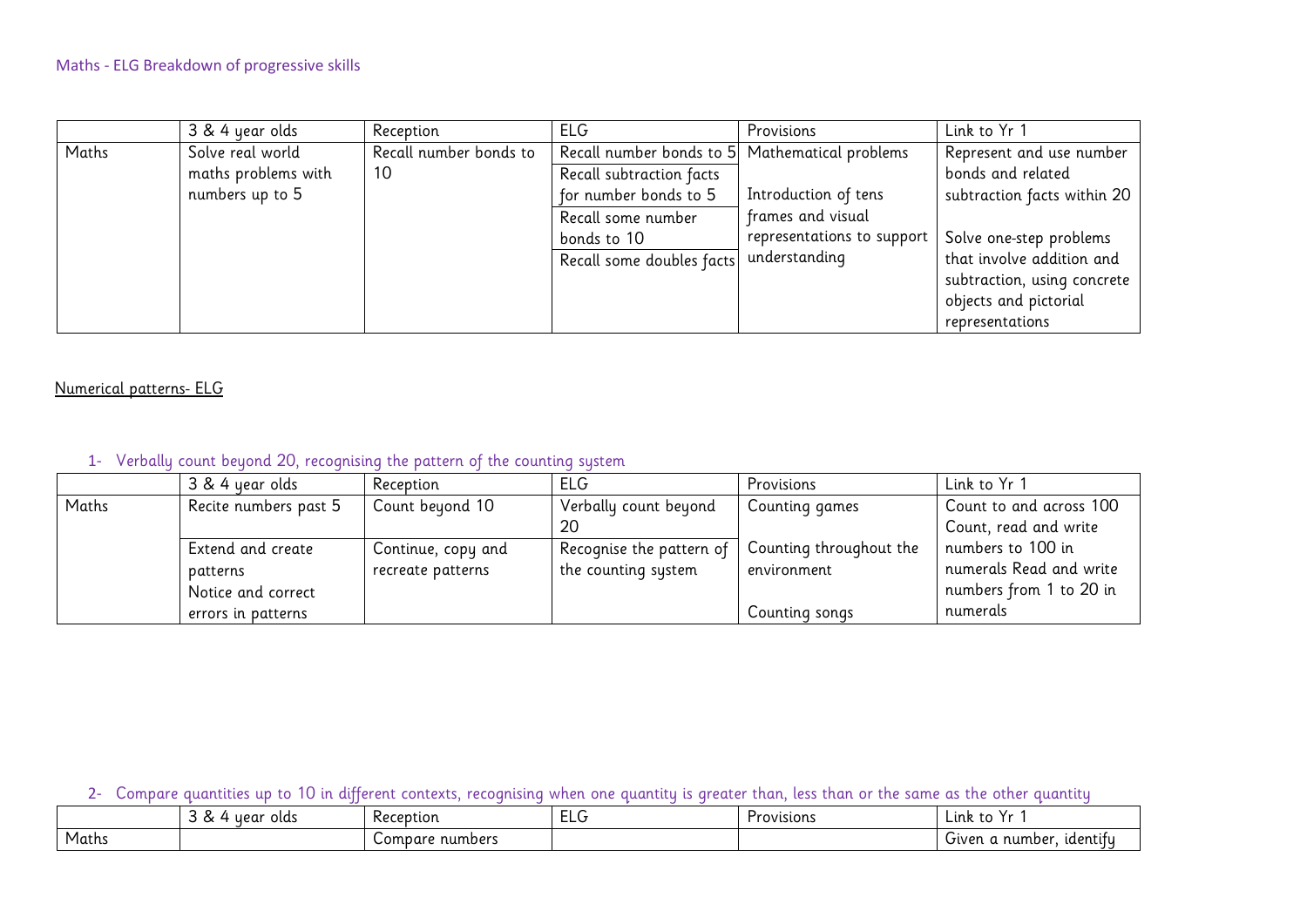Maths - ELG Breakdown of progressive skills

| | 3 & 4 year olds | Reception | ELG | Provisions | Link to Yr 1 |
|---|---|---|---|---|---|
| Maths | Solve real world maths problems with numbers up to 5 | Recall number bonds to 10 | Recall number bonds to 5<br>Recall subtraction facts for number bonds to 5<br>Recall some number bonds to 10<br>Recall some doubles facts | Mathematical problems<br><br>Introduction of tens frames and visual representations to support understanding | Represent and use number bonds and related subtraction facts within 20<br><br>Solve one-step problems that involve addition and subtraction, using concrete objects and pictorial representations |

<u>Numerical patterns- ELG</u>

1- Verbally count beyond 20, recognising the pattern of the counting system

| | 3 & 4 year olds | Reception | ELG | Provisions | Link to Yr 1 |
|---|---|---|---|---|---|
| Maths | Recite numbers past 5 | Count beyond 10 | Verbally count beyond 20 | Counting games | Count to and across 100 Count, read and write numbers to 100 in numerals Read and write numbers from 1 to 20 in numerals |
| | Extend and create patterns<br>Notice and correct errors in patterns | Continue, copy and recreate patterns | Recognise the pattern of the counting system | Counting throughout the environment<br><br>Counting songs | |

2- Compare quantities up to 10 in different contexts, recognising when one quantity is greater than, less than or the same as the other quantity

| | 3 & 4 year olds | Reception | ELG | Provisions | Link to Yr 1 |
|---|---|---|---|---|---|
| Maths | | Compare numbers | | | Given a number, identify |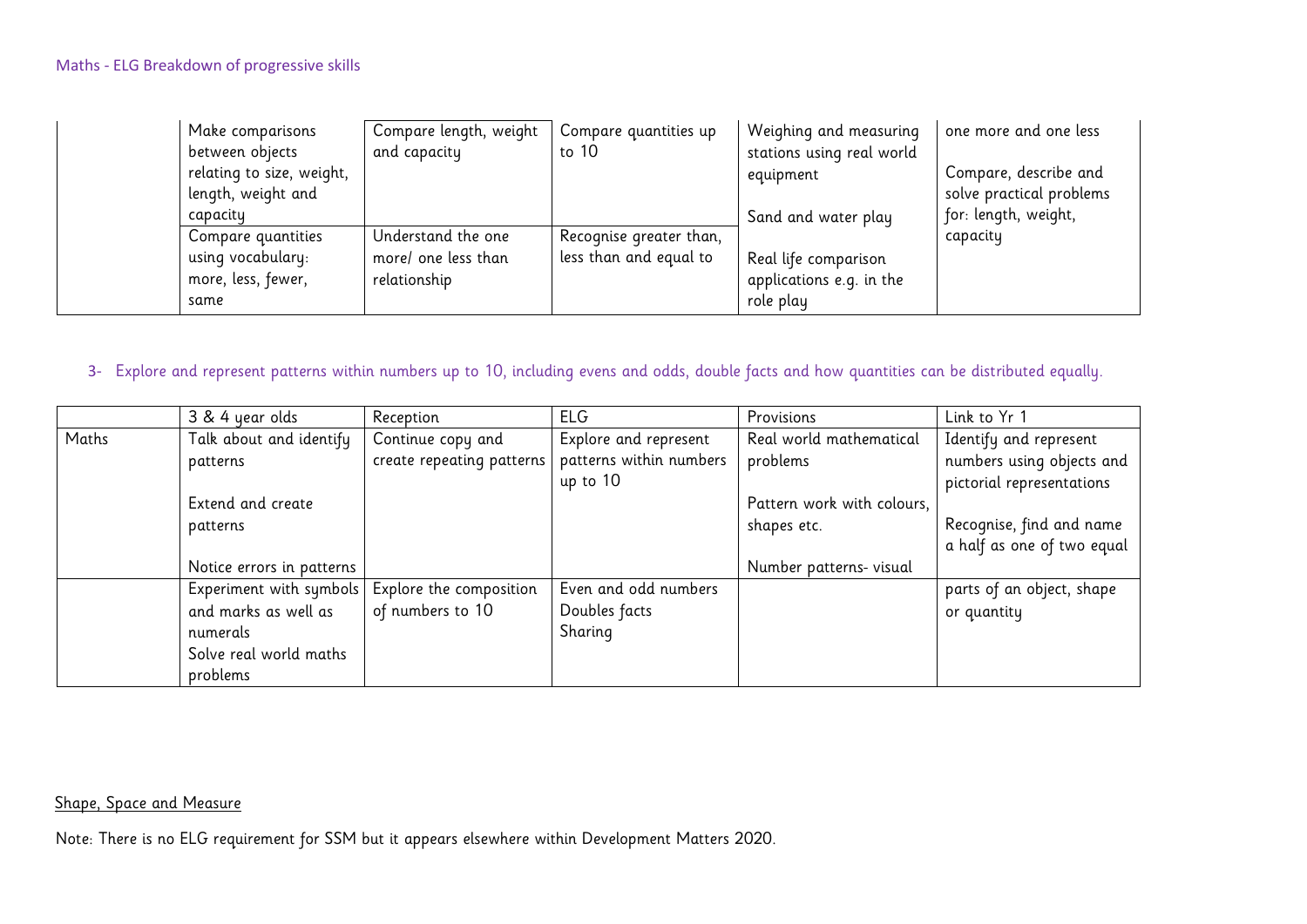| | Make comparisons between objects relating to size, weight, length, weight and capacity | Compare length, weight and capacity | Compare quantities up to 10 | Weighing and measuring stations using real world equipment<br><br>Sand and water play<br><br>Real life comparison applications e.g. in the role play | one more and one less<br><br>Compare, describe and solve practical problems for: length, weight, capacity |
|---|---|---|---|---|---|
| | Compare quantities using vocabulary: more, less, fewer, same | Understand the one more/ one less than relationship | Recognise greater than, less than and equal to | | |

3- Explore and represent patterns within numbers up to 10, including evens and odds, double facts and how quantities can be distributed equally.

| | 3 & 4 year olds | Reception | ELG | Provisions | Link to Yr 1 |
|---|---|---|---|---|---|
| Maths | Talk about and identify patterns<br><br>Extend and create patterns<br><br>Notice errors in patterns | Continue copy and create repeating patterns | Explore and represent patterns within numbers up to 10 | Real world mathematical problems<br><br>Pattern work with colours, shapes etc.<br><br>Number patterns- visual | Identify and represent numbers using objects and pictorial representations<br><br>Recognise, find and name a half as one of two equal parts of an object, shape or quantity |
| | Experiment with symbols and marks as well as numerals<br>Solve real world maths problems | Explore the composition of numbers to 10 | Even and odd numbers<br>Doubles facts<br>Sharing | | |

Shape, Space and Measure

Note: There is no ELG requirement for SSM but it appears elsewhere within Development Matters 2020.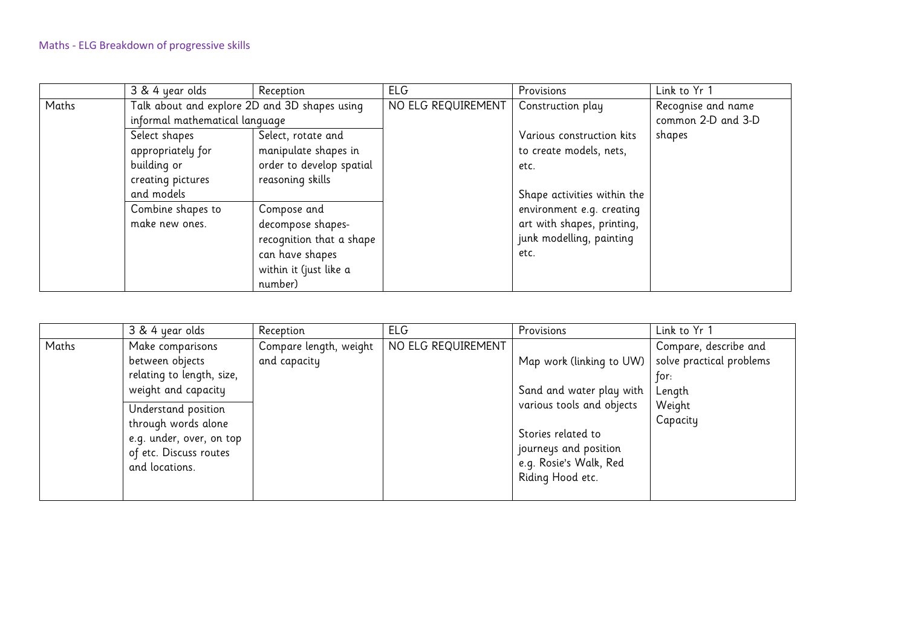Maths - ELG Breakdown of progressive skills

| | 3 & 4 year olds | Reception | ELG | Provisions | Link to Yr 1 |
|---|---|---|---|---|---|
| Maths | Talk about and explore 2D and 3D shapes using informal mathematical language | | NO ELG REQUIREMENT | Construction play<br><br>Various construction kits to create models, nets, etc.<br><br>Shape activities within the environment e.g. creating art with shapes, printing, junk modelling, painting etc. | Recognise and name common 2-D and 3-D shapes |
| | Select shapes appropriately for building or creating pictures and models | Select, rotate and manipulate shapes in order to develop spatial reasoning skills | | | |
| | Combine shapes to make new ones. | Compose and decompose shapes-recognition that a shape can have shapes within it (just like a number) | | | |

| | 3 & 4 year olds | Reception | ELG | Provisions | Link to Yr 1 |
|---|---|---|---|---|---|
| Maths | Make comparisons between objects relating to length, size, weight and capacity | Compare length, weight and capacity | NO ELG REQUIREMENT | Map work (linking to UW)<br><br>Sand and water play with various tools and objects<br><br>Stories related to journeys and position e.g. Rosie's Walk, Red Riding Hood etc. | Compare, describe and solve practical problems for:<br>Length<br>Weight<br>Capacity |
| | Understand position through words alone e.g. under, over, on top of etc. Discuss routes and locations. | | | | |